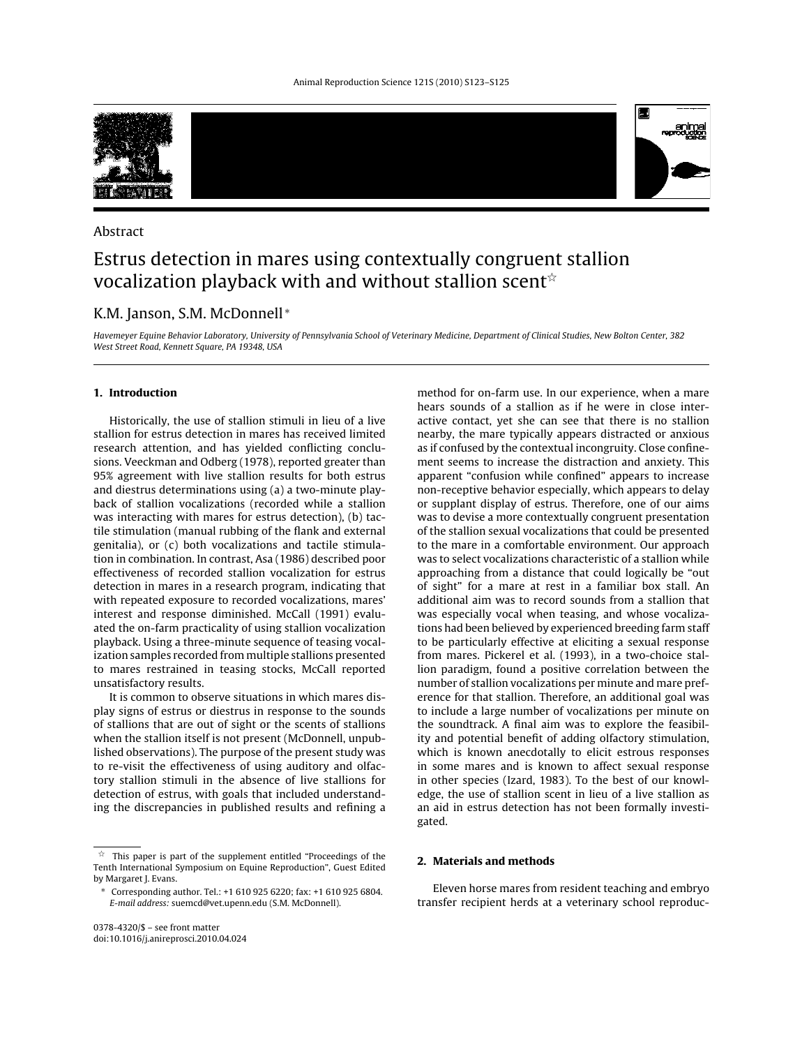Abstract

# Estrus detection in mares using contextually congruent stallion vocalization playback with and without stallion scent☆

K.M. Janson, S.M. McDonnell*

*Havemeyer Equine Behavior Laboratory, University of Pennsylvania School of Veterinary Medicine, Department of Clinical Studies, New Bolton Center, 382 West Street Road, Kennett Square, PA 19348, USA*

## 1. Introduction

Historically, the use of stallion stimuli in lieu of a live stallion for estrus detection in mares has received limited research attention, and has yielded conflicting conclusions. Veeckman and Odberg (1978), reported greater than 95% agreement with live stallion results for both estrus and diestrus determinations using (a) a two-minute playback of stallion vocalizations (recorded while a stallion was interacting with mares for estrus detection), (b) tactile stimulation (manual rubbing of the flank and external genitalia), or (c) both vocalizations and tactile stimulation in combination. In contrast, Asa (1986) described poor effectiveness of recorded stallion vocalization for estrus detection in mares in a research program, indicating that with repeated exposure to recorded vocalizations, mares' interest and response diminished. McCall (1991) evaluated the on-farm practicality of using stallion vocalization playback. Using a three-minute sequence of teasing vocalization samples recorded from multiple stallions presented to mares restrained in teasing stocks, McCall reported unsatisfactory results.

It is common to observe situations in which mares display signs of estrus or diestrus in response to the sounds of stallions that are out of sight or the scents of stallions when the stallion itself is not present (McDonnell, unpublished observations). The purpose of the present study was to re-visit the effectiveness of using auditory and olfactory stallion stimuli in the absence of live stallions for detection of estrus, with goals that included understanding the discrepancies in published results and refining a method for on-farm use. In our experience, when a mare hears sounds of a stallion as if he were in close interactive contact, yet she can see that there is no stallion nearby, the mare typically appears distracted or anxious as if confused by the contextual incongruity. Close confinement seems to increase the distraction and anxiety. This apparent "confusion while confined" appears to increase non-receptive behavior especially, which appears to delay or supplant display of estrus. Therefore, one of our aims was to devise a more contextually congruent presentation of the stallion sexual vocalizations that could be presented to the mare in a comfortable environment. Our approach was to select vocalizations characteristic of a stallion while approaching from a distance that could logically be "out of sight" for a mare at rest in a familiar box stall. An additional aim was to record sounds from a stallion that was especially vocal when teasing, and whose vocalizations had been believed by experienced breeding farm staff to be particularly effective at eliciting a sexual response from mares. Pickerel et al. (1993), in a two-choice stallion paradigm, found a positive correlation between the number of stallion vocalizations per minute and mare preference for that stallion. Therefore, an additional goal was to include a large number of vocalizations per minute on the soundtrack. A final aim was to explore the feasibility and potential benefit of adding olfactory stimulation, which is known anecdotally to elicit estrous responses in some mares and is known to affect sexual response in other species (Izard, 1983). To the best of our knowledge, the use of stallion scent in lieu of a live stallion as an aid in estrus detection has not been formally investigated.

## 2. Materials and methods

Eleven horse mares from resident teaching and embryo transfer recipient herds at a veterinary school reproduc-

☆ This paper is part of the supplement entitled "Proceedings of the Tenth International Symposium on Equine Reproduction", Guest Edited by Margaret J. Evans.

* Corresponding author. Tel.: +1 610 925 6220; fax: +1 610 925 6804. *E-mail address:* suemcd@vet.upenn.edu (S.M. McDonnell).

0378-4320/$ – see front matter
doi:10.1016/j.anireprosci.2010.04.024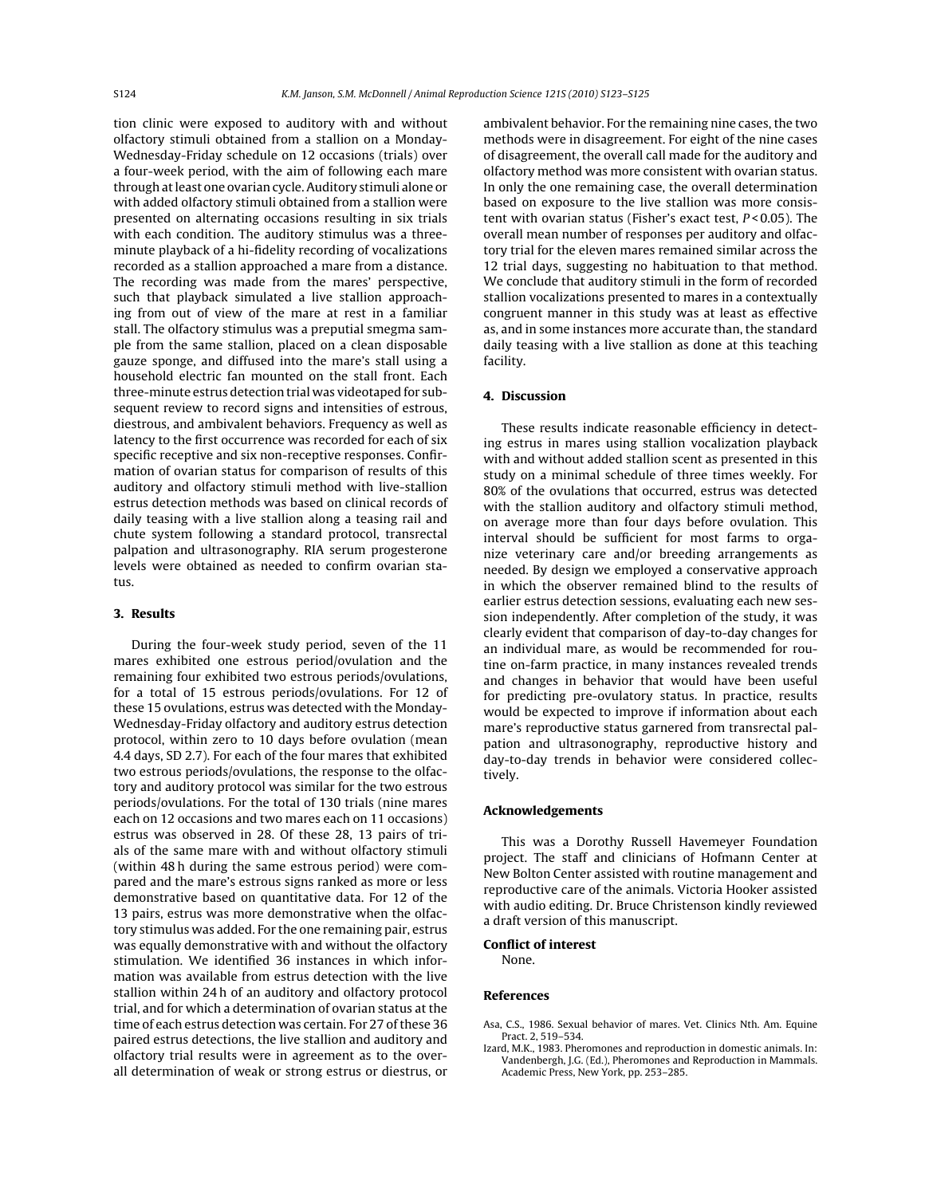tion clinic were exposed to auditory with and without olfactory stimuli obtained from a stallion on a Monday-Wednesday-Friday schedule on 12 occasions (trials) over a four-week period, with the aim of following each mare through at least one ovarian cycle. Auditory stimuli alone or with added olfactory stimuli obtained from a stallion were presented on alternating occasions resulting in six trials with each condition. The auditory stimulus was a three-minute playback of a hi-fidelity recording of vocalizations recorded as a stallion approached a mare from a distance. The recording was made from the mares' perspective, such that playback simulated a live stallion approaching from out of view of the mare at rest in a familiar stall. The olfactory stimulus was a preputial smegma sample from the same stallion, placed on a clean disposable gauze sponge, and diffused into the mare's stall using a household electric fan mounted on the stall front. Each three-minute estrus detection trial was videotaped for subsequent review to record signs and intensities of estrous, diestrous, and ambivalent behaviors. Frequency as well as latency to the first occurrence was recorded for each of six specific receptive and six non-receptive responses. Confirmation of ovarian status for comparison of results of this auditory and olfactory stimuli method with live-stallion estrus detection methods was based on clinical records of daily teasing with a live stallion along a teasing rail and chute system following a standard protocol, transrectal palpation and ultrasonography. RIA serum progesterone levels were obtained as needed to confirm ovarian status.

## 3. Results

During the four-week study period, seven of the 11 mares exhibited one estrous period/ovulation and the remaining four exhibited two estrous periods/ovulations, for a total of 15 estrous periods/ovulations. For 12 of these 15 ovulations, estrus was detected with the Monday-Wednesday-Friday olfactory and auditory estrus detection protocol, within zero to 10 days before ovulation (mean 4.4 days, SD 2.7). For each of the four mares that exhibited two estrous periods/ovulations, the response to the olfactory and auditory protocol was similar for the two estrous periods/ovulations. For the total of 130 trials (nine mares each on 12 occasions and two mares each on 11 occasions) estrus was observed in 28. Of these 28, 13 pairs of trials of the same mare with and without olfactory stimuli (within 48 h during the same estrous period) were compared and the mare's estrous signs ranked as more or less demonstrative based on quantitative data. For 12 of the 13 pairs, estrus was more demonstrative when the olfactory stimulus was added. For the one remaining pair, estrus was equally demonstrative with and without the olfactory stimulation. We identified 36 instances in which information was available from estrus detection with the live stallion within 24 h of an auditory and olfactory protocol trial, and for which a determination of ovarian status at the time of each estrus detection was certain. For 27 of these 36 paired estrus detections, the live stallion and auditory and olfactory trial results were in agreement as to the overall determination of weak or strong estrus or diestrus, or ambivalent behavior. For the remaining nine cases, the two methods were in disagreement. For eight of the nine cases of disagreement, the overall call made for the auditory and olfactory method was more consistent with ovarian status. In only the one remaining case, the overall determination based on exposure to the live stallion was more consistent with ovarian status (Fisher's exact test, $P < 0.05$). The overall mean number of responses per auditory and olfactory trial for the eleven mares remained similar across the 12 trial days, suggesting no habituation to that method. We conclude that auditory stimuli in the form of recorded stallion vocalizations presented to mares in a contextually congruent manner in this study was at least as effective as, and in some instances more accurate than, the standard daily teasing with a live stallion as done at this teaching facility.

## 4. Discussion

These results indicate reasonable efficiency in detecting estrus in mares using stallion vocalization playback with and without added stallion scent as presented in this study on a minimal schedule of three times weekly. For 80% of the ovulations that occurred, estrus was detected with the stallion auditory and olfactory stimuli method, on average more than four days before ovulation. This interval should be sufficient for most farms to organize veterinary care and/or breeding arrangements as needed. By design we employed a conservative approach in which the observer remained blind to the results of earlier estrus detection sessions, evaluating each new session independently. After completion of the study, it was clearly evident that comparison of day-to-day changes for an individual mare, as would be recommended for routine on-farm practice, in many instances revealed trends and changes in behavior that would have been useful for predicting pre-ovulatory status. In practice, results would be expected to improve if information about each mare's reproductive status garnered from transrectal palpation and ultrasonography, reproductive history and day-to-day trends in behavior were considered collectively.

## Acknowledgements

This was a Dorothy Russell Havemeyer Foundation project. The staff and clinicians of Hofmann Center at New Bolton Center assisted with routine management and reproductive care of the animals. Victoria Hooker assisted with audio editing. Dr. Bruce Christenson kindly reviewed a draft version of this manuscript.

## Conflict of interest

None.

## References

Asa, C.S., 1986. Sexual behavior of mares. Vet. Clinics Nth. Am. Equine Pract. 2, 519–534.

Izard, M.K., 1983. Pheromones and reproduction in domestic animals. In: Vandenbergh, J.G. (Ed.), Pheromones and Reproduction in Mammals. Academic Press, New York, pp. 253–285.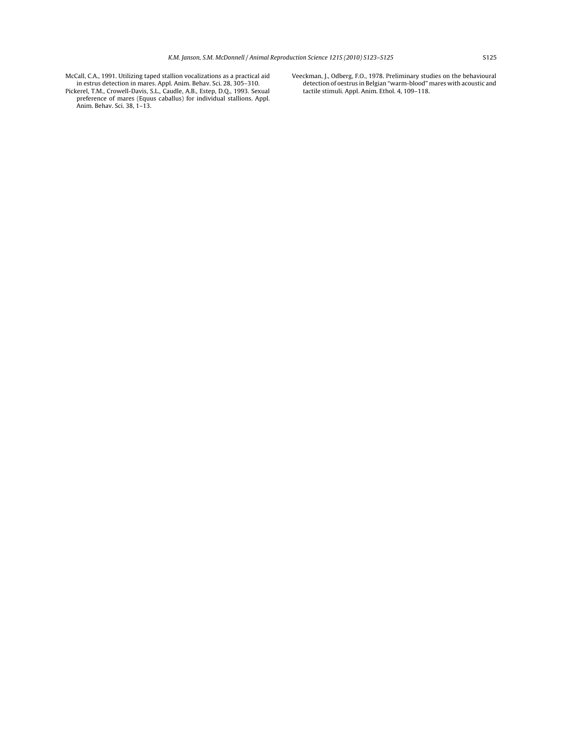McCall, C.A., 1991. Utilizing taped stallion vocalizations as a practical aid in estrus detection in mares. Appl. Anim. Behav. Sci. 28, 305–310.

Pickerel, T.M., Crowell-Davis, S.L., Caudle, A.B., Estep, D.Q., 1993. Sexual preference of mares (Equus caballus) for individual stallions. Appl. Anim. Behav. Sci. 38, 1–13.

Veeckman, J., Odberg, F.O., 1978. Preliminary studies on the behavioural detection of oestrus in Belgian "warm-blood" mares with acoustic and tactile stimuli. Appl. Anim. Ethol. 4, 109–118.